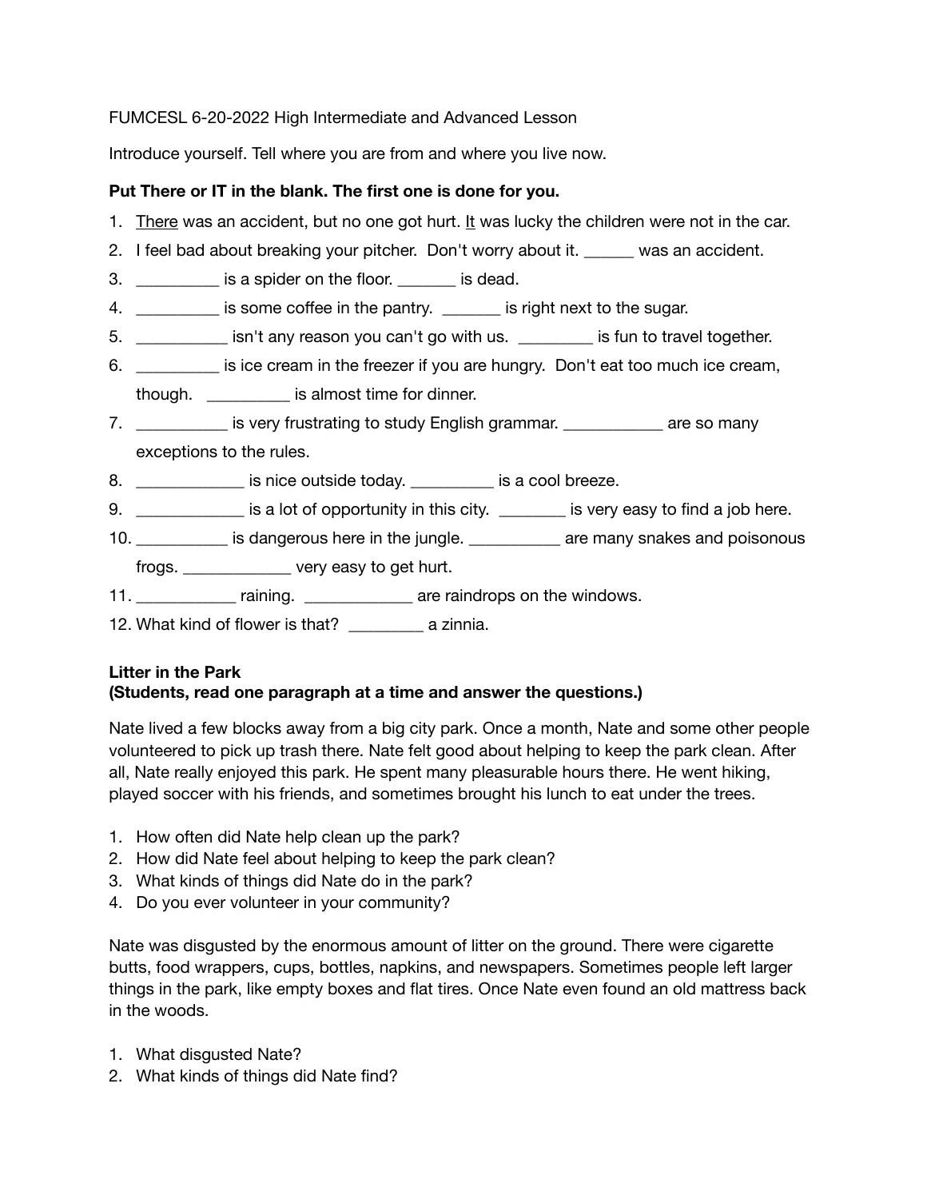FUMCESL 6-20-2022 High Intermediate and Advanced Lesson

Introduce yourself. Tell where you are from and where you live now.

**Put There or IT in the blank. The first one is done for you.**

1. <u>There</u> was an accident, but no one got hurt. <u>It</u> was lucky the children were not in the car.
2. I feel bad about breaking your pitcher. Don't worry about it. ______ was an accident.
3. _________ is a spider on the floor. _______ is dead.
4. _________ is some coffee in the pantry. _______ is right next to the sugar.
5. __________ isn't any reason you can't go with us. ________ is fun to travel together.
6. _________ is ice cream in the freezer if you are hungry. Don't eat too much ice cream, though. _________ is almost time for dinner.
7. __________ is very frustrating to study English grammar. ___________ are so many exceptions to the rules.
8. ____________ is nice outside today. _________ is a cool breeze.
9. ____________ is a lot of opportunity in this city. ________ is very easy to find a job here.
10. __________ is dangerous here in the jungle. __________ are many snakes and poisonous frogs. ____________ very easy to get hurt.
11. ___________ raining. ____________ are raindrops on the windows.
12. What kind of flower is that? _________ a zinnia.

**Litter in the Park**
**(Students, read one paragraph at a time and answer the questions.)**

Nate lived a few blocks away from a big city park. Once a month, Nate and some other people volunteered to pick up trash there. Nate felt good about helping to keep the park clean. After all, Nate really enjoyed this park. He spent many pleasurable hours there. He went hiking, played soccer with his friends, and sometimes brought his lunch to eat under the trees.

1. How often did Nate help clean up the park?
2. How did Nate feel about helping to keep the park clean?
3. What kinds of things did Nate do in the park?
4. Do you ever volunteer in your community?

Nate was disgusted by the enormous amount of litter on the ground. There were cigarette butts, food wrappers, cups, bottles, napkins, and newspapers. Sometimes people left larger things in the park, like empty boxes and flat tires. Once Nate even found an old mattress back in the woods.

1. What disgusted Nate?
2. What kinds of things did Nate find?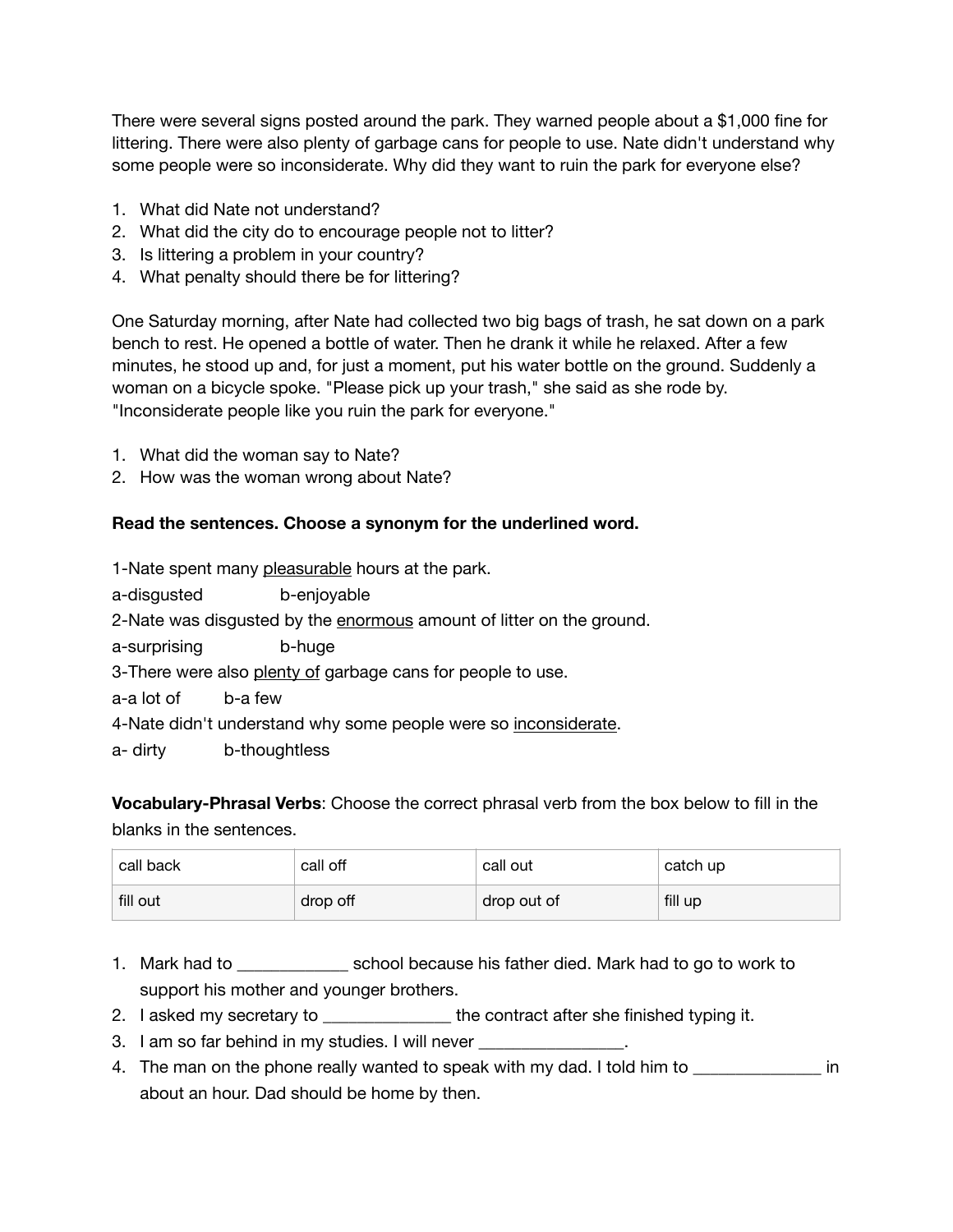There were several signs posted around the park. They warned people about a $1,000 fine for littering. There were also plenty of garbage cans for people to use. Nate didn't understand why some people were so inconsiderate. Why did they want to ruin the park for everyone else?

1. What did Nate not understand?
2. What did the city do to encourage people not to litter?
3. Is littering a problem in your country?
4. What penalty should there be for littering?

One Saturday morning, after Nate had collected two big bags of trash, he sat down on a park bench to rest. He opened a bottle of water. Then he drank it while he relaxed. After a few minutes, he stood up and, for just a moment, put his water bottle on the ground. Suddenly a woman on a bicycle spoke. "Please pick up your trash," she said as she rode by. "Inconsiderate people like you ruin the park for everyone."

1. What did the woman say to Nate?
2. How was the woman wrong about Nate?

**Read the sentences. Choose a synonym for the underlined word.**

1-Nate spent many <u>pleasurable</u> hours at the park.

a-disgusted b-enjoyable

2-Nate was disgusted by the <u>enormous</u> amount of litter on the ground.

a-surprising b-huge

3-There were also <u>plenty of</u> garbage cans for people to use.

a-a lot of b-a few

4-Nate didn't understand why some people were so <u>inconsiderate</u>.

a- dirty b-thoughtless

**Vocabulary-Phrasal Verbs**: Choose the correct phrasal verb from the box below to fill in the blanks in the sentences.

| call back | call off | call out | catch up |
|---|---|---|---|
| fill out | drop off | drop out of | fill up |

1. Mark had to ____________ school because his father died. Mark had to go to work to support his mother and younger brothers.
2. I asked my secretary to ______________ the contract after she finished typing it.
3. I am so far behind in my studies. I will never ________________.
4. The man on the phone really wanted to speak with my dad. I told him to ______________ in about an hour. Dad should be home by then.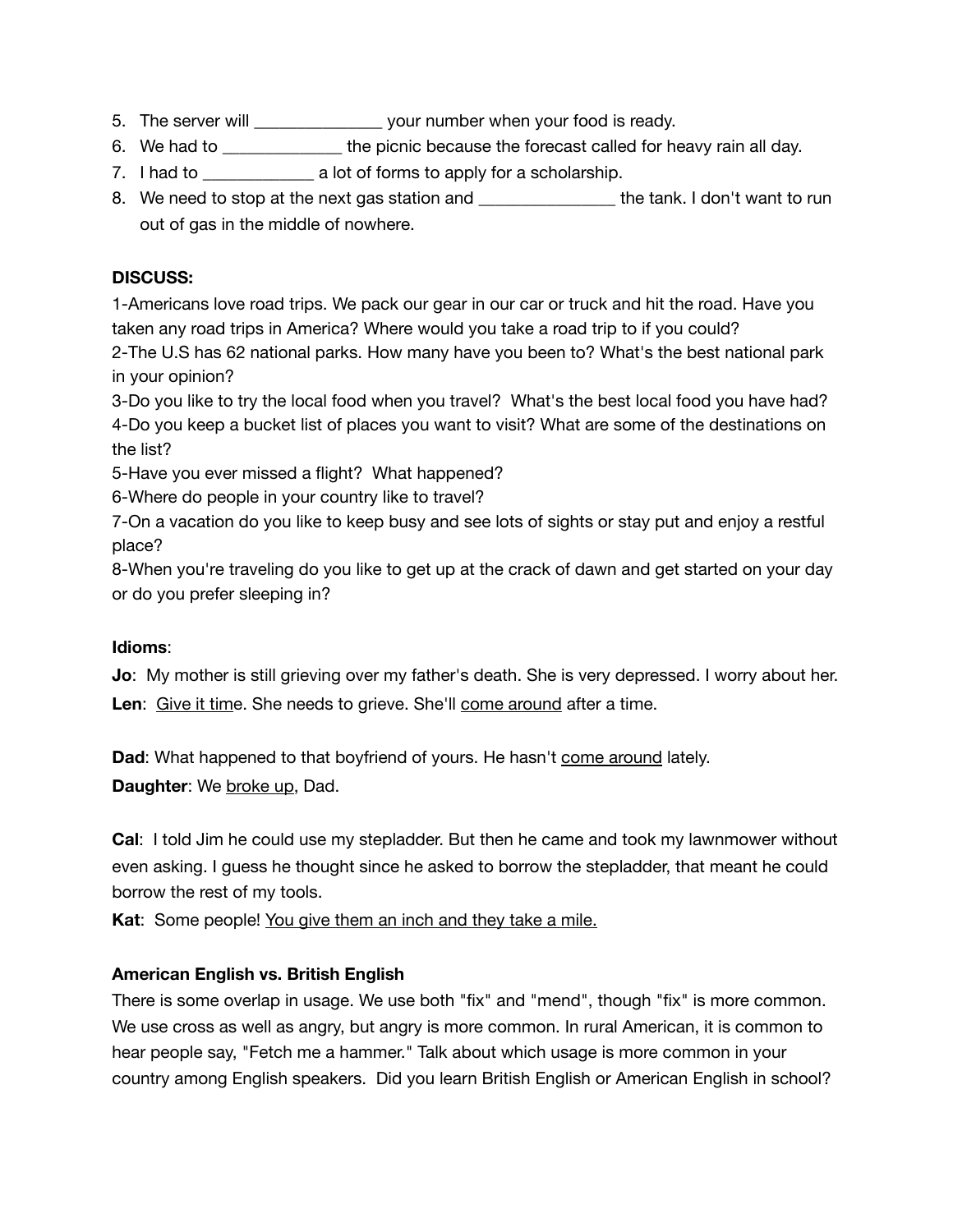5. The server will ______________ your number when your food is ready.
6. We had to _____________ the picnic because the forecast called for heavy rain all day.
7. I had to ____________ a lot of forms to apply for a scholarship.
8. We need to stop at the next gas station and _______________ the tank. I don't want to run out of gas in the middle of nowhere.

**DISCUSS:**

1-Americans love road trips. We pack our gear in our car or truck and hit the road. Have you taken any road trips in America? Where would you take a road trip to if you could?
2-The U.S has 62 national parks. How many have you been to? What's the best national park in your opinion?
3-Do you like to try the local food when you travel? What's the best local food you have had?
4-Do you keep a bucket list of places you want to visit? What are some of the destinations on the list?
5-Have you ever missed a flight? What happened?
6-Where do people in your country like to travel?
7-On a vacation do you like to keep busy and see lots of sights or stay put and enjoy a restful place?
8-When you're traveling do you like to get up at the crack of dawn and get started on your day or do you prefer sleeping in?

**Idioms**:

**Jo**: My mother is still grieving over my father's death. She is very depressed. I worry about her.
**Len**: <u>Give it tim</u>e. She needs to grieve. She'll <u>come around</u> after a time.

**Dad**: What happened to that boyfriend of yours. He hasn't <u>come around</u> lately.
**Daughter**: We <u>broke up</u>, Dad.

**Cal**: I told Jim he could use my stepladder. But then he came and took my lawnmower without even asking. I guess he thought since he asked to borrow the stepladder, that meant he could borrow the rest of my tools.
**Kat**: Some people! <u>You give them an inch and they take a mile.</u>

**American English vs. British English**

There is some overlap in usage. We use both "fix" and "mend", though "fix" is more common. We use cross as well as angry, but angry is more common. In rural American, it is common to hear people say, "Fetch me a hammer." Talk about which usage is more common in your country among English speakers. Did you learn British English or American English in school?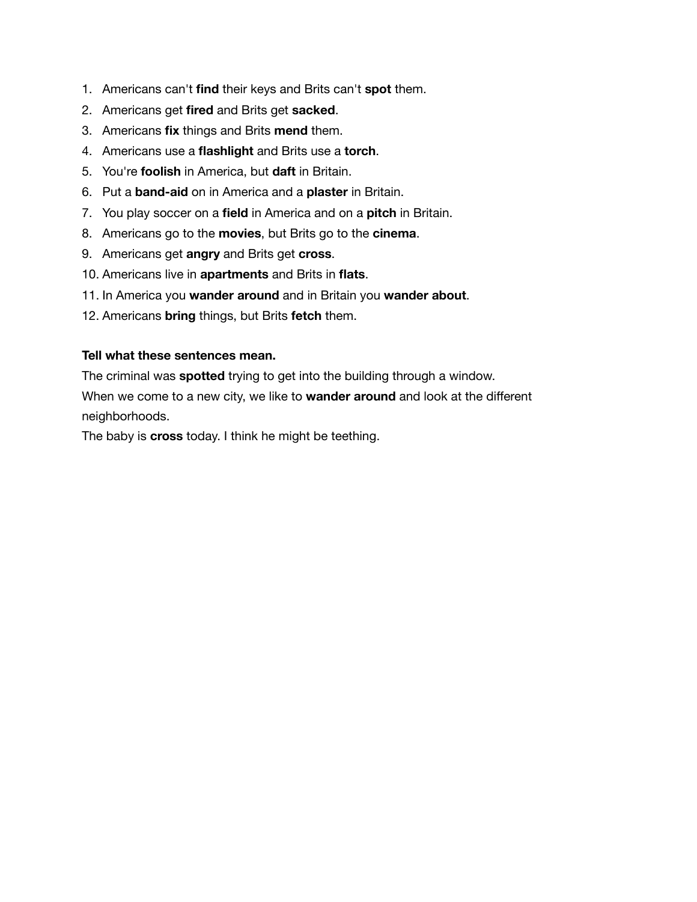1. Americans can't **find** their keys and Brits can't **spot** them.
2. Americans get **fired** and Brits get **sacked**.
3. Americans **fix** things and Brits **mend** them.
4. Americans use a **flashlight** and Brits use a **torch**.
5. You're **foolish** in America, but **daft** in Britain.
6. Put a **band-aid** on in America and a **plaster** in Britain.
7. You play soccer on a **field** in America and on a **pitch** in Britain.
8. Americans go to the **movies**, but Brits go to the **cinema**.
9. Americans get **angry** and Brits get **cross**.
10. Americans live in **apartments** and Brits in **flats**.
11. In America you **wander around** and in Britain you **wander about**.
12. Americans **bring** things, but Brits **fetch** them.

**Tell what these sentences mean.**

The criminal was **spotted** trying to get into the building through a window.

When we come to a new city, we like to **wander around** and look at the different neighborhoods.

The baby is **cross** today. I think he might be teething.